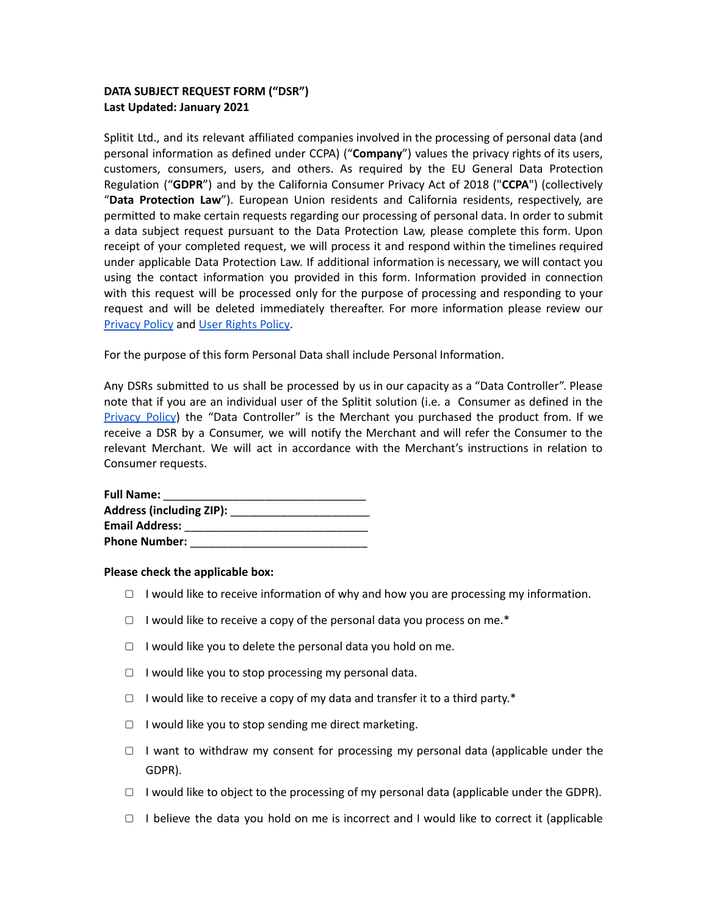**DATA SUBJECT REQUEST FORM ("DSR")**
**Last Updated: January 2021**

Splitit Ltd., and its relevant affiliated companies involved in the processing of personal data (and personal information as defined under CCPA) ("**Company**") values the privacy rights of its users, customers, consumers, users, and others. As required by the EU General Data Protection Regulation ("**GDPR**") and by the California Consumer Privacy Act of 2018 ("**CCPA**") (collectively "**Data Protection Law**"). European Union residents and California residents, respectively, are permitted to make certain requests regarding our processing of personal data. In order to submit a data subject request pursuant to the Data Protection Law, please complete this form. Upon receipt of your completed request, we will process it and respond within the timelines required under applicable Data Protection Law. If additional information is necessary, we will contact you using the contact information you provided in this form. Information provided in connection with this request will be processed only for the purpose of processing and responding to your request and will be deleted immediately thereafter. For more information please review our [Privacy Policy]() and [User Rights Policy]().

For the purpose of this form Personal Data shall include Personal Information.

Any DSRs submitted to us shall be processed by us in our capacity as a "Data Controller". Please note that if you are an individual user of the Splitit solution (i.e. a Consumer as defined in the [Privacy Policy]()) the "Data Controller" is the Merchant you purchased the product from. If we receive a DSR by a Consumer, we will notify the Merchant and will refer the Consumer to the relevant Merchant. We will act in accordance with the Merchant's instructions in relation to Consumer requests.

**Full Name:** ________________________________
**Address (including ZIP):** ______________________
**Email Address:** ____________________________
**Phone Number:** ____________________________

**Please check the applicable box:**

- ▢ I would like to receive information of why and how you are processing my information.
- ▢ I would like to receive a copy of the personal data you process on me.*
- ▢ I would like you to delete the personal data you hold on me.
- ▢ I would like you to stop processing my personal data.
- ▢ I would like to receive a copy of my data and transfer it to a third party.*
- ▢ I would like you to stop sending me direct marketing.
- ▢ I want to withdraw my consent for processing my personal data (applicable under the GDPR).
- ▢ I would like to object to the processing of my personal data (applicable under the GDPR).
- ▢ I believe the data you hold on me is incorrect and I would like to correct it (applicable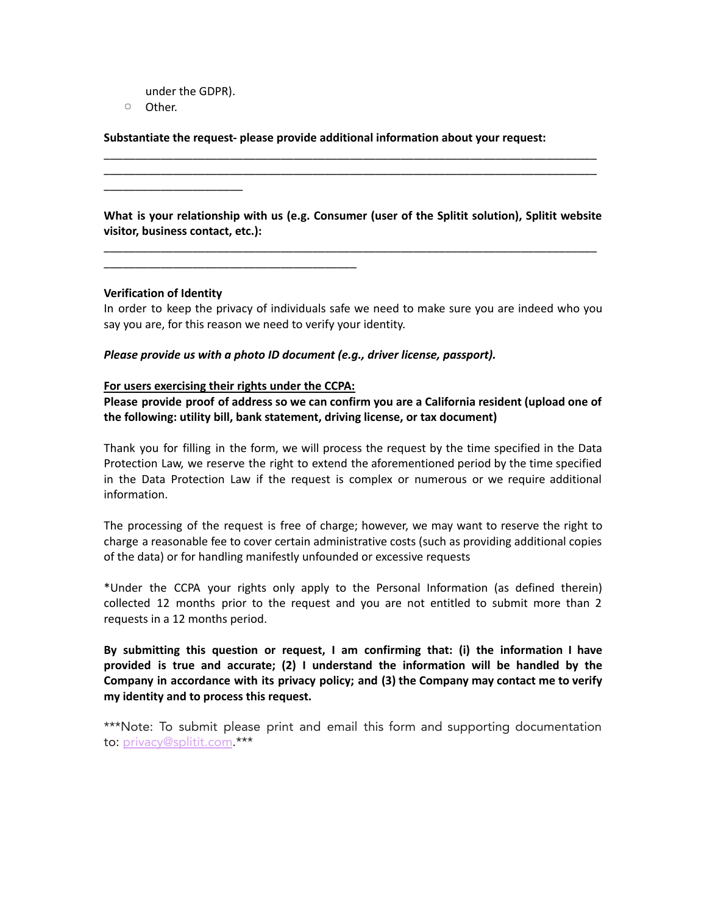under the GDPR).

- ▢ Other.

**Substantiate the request- please provide additional information about your request:**

_______________________________________________________________________________
_______________________________________________________________________________
______________________

**What is your relationship with us (e.g. Consumer (user of the Splitit solution), Splitit website visitor, business contact, etc.):**

_______________________________________________________________________________
________________________________________

**Verification of Identity**

In order to keep the privacy of individuals safe we need to make sure you are indeed who you say you are, for this reason we need to verify your identity.

***Please provide us with a photo ID document (e.g., driver license, passport).***

**<u>For users exercising their rights under the CCPA:</u>**

**Please provide proof of address so we can confirm you are a California resident (upload one of the following: utility bill, bank statement, driving license, or tax document)**

Thank you for filling in the form, we will process the request by the time specified in the Data Protection Law, we reserve the right to extend the aforementioned period by the time specified in the Data Protection Law if the request is complex or numerous or we require additional information.

The processing of the request is free of charge; however, we may want to reserve the right to charge a reasonable fee to cover certain administrative costs (such as providing additional copies of the data) or for handling manifestly unfounded or excessive requests

*Under the CCPA your rights only apply to the Personal Information (as defined therein) collected 12 months prior to the request and you are not entitled to submit more than 2 requests in a 12 months period.

**By submitting this question or request, I am confirming that: (i) the information I have provided is true and accurate; (2) I understand the information will be handled by the Company in accordance with its privacy policy; and (3) the Company may contact me to verify my identity and to process this request.**

***Note: To submit please print and email this form and supporting documentation to: privacy@splitit.com.***